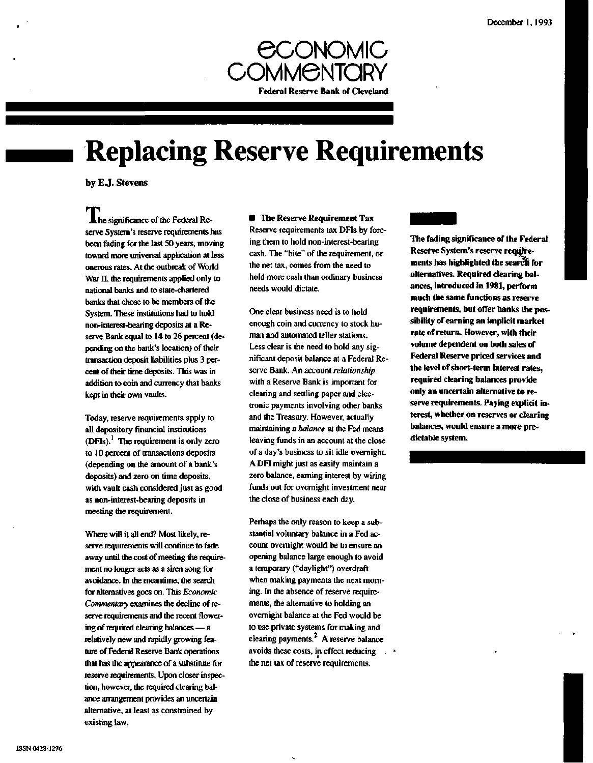December 1, 1993

# ECONOMIC COMMENTARY

**Federal Reserve Bank of Cleveland**

# Replacing Reserve Requirements

**by E.J. Stevens**

**The fading significance of the Federal Reserve System's reserve requirements has highlighted the search for alternatives. Required clearing balances, introduced in 1981, perform much the same functions as reserve requirements, but offer banks the possibility of earning an implicit market rate of return. However, with their volume dependent on both sales of Federal Reserve priced services and the level of short-term interest rates, required clearing balances provide only an uncertain alternative to reserve requirements. Paying explicit interest, whether on reserves or clearing balances, would ensure a more predictable system.**

The significance of the Federal Reserve System's reserve requirements has been fading for the last 50 years, moving toward more universal application at less onerous rates. At the outbreak of World War II, the requirements applied only to national banks and to state-chartered banks that chose to be members of the System. These institutions had to hold non-interest-bearing deposits at a Reserve Bank equal to 14 to 26 percent (depending on the bank's location) of their transaction deposit liabilities plus 3 percent of their time deposits. This was in addition to coin and currency that banks kept in their own vaults.

Today, reserve requirements apply to all depository financial institutions (DFIs).[1] The requirement is only zero to 10 percent of transactions deposits (depending on the amount of a bank's deposits) and zero on time deposits, with vault cash considered just as good as non-interest-bearing deposits in meeting the requirement.

Where will it all end? Most likely, reserve requirements will continue to fade away until the cost of meeting the requirement no longer acts as a siren song for avoidance. In the meantime, the search for alternatives goes on. This *Economic Commentary* examines the decline of reserve requirements and the recent flowering of required clearing balances — a relatively new and rapidly growing feature of Federal Reserve Bank operations that has the appearance of a substitute for reserve requirements. Upon closer inspection, however, the required clearing balance arrangement provides an uncertain alternative, at least as constrained by existing law.

## The Reserve Requirement Tax

Reserve requirements tax DFIs by forcing them to hold non-interest-bearing cash. The "bite" of the requirement, or the net tax, comes from the need to hold more cash than ordinary business needs would dictate.

One clear business need is to hold enough coin and currency to stock human and automated teller stations. Less clear is the need to hold any significant deposit balance at a Federal Reserve Bank. An account *relationship* with a Reserve Bank is important for clearing and settling paper and electronic payments involving other banks and the Treasury. However, actually maintaining a *balance* at the Fed means leaving funds in an account at the close of a day's business to sit idle overnight. A DFI might just as easily maintain a zero balance, earning interest by wiring funds out for overnight investment near the close of business each day.

Perhaps the only reason to keep a substantial voluntary balance in a Fed account overnight would be to ensure an opening balance large enough to avoid a temporary ("daylight") overdraft when making payments the next morning. In the absence of reserve requirements, the alternative to holding an overnight balance at the Fed would be to use private systems for making and clearing payments.[2] A reserve balance avoids these costs, in effect reducing the net tax of reserve requirements.

ISSN 0428-1276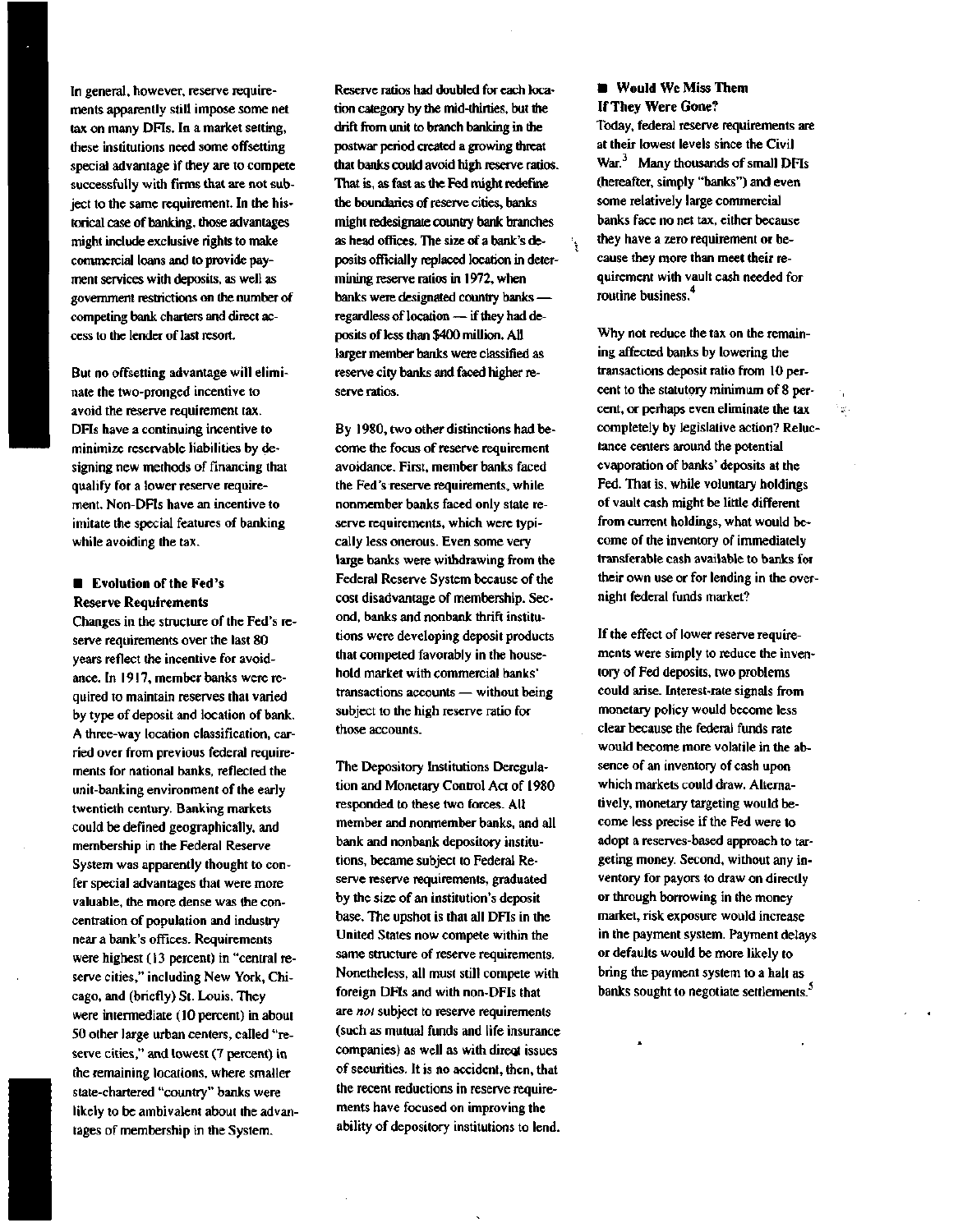In general, however, reserve requirements apparently still impose some net tax on many DFIs. In a market setting, these institutions need some offsetting special advantage if they are to compete successfully with firms that are not subject to the same requirement. In the historical case of banking, those advantages might include exclusive rights to make commercial loans and to provide payment services with deposits, as well as government restrictions on the number of competing bank charters and direct access to the lender of last resort.

But no offsetting advantage will eliminate the two-pronged incentive to avoid the reserve requirement tax. DFIs have a continuing incentive to minimize reservable liabilities by designing new methods of financing that qualify for a lower reserve requirement. Non-DFIs have an incentive to imitate the special features of banking while avoiding the tax.

## Evolution of the Fed's Reserve Requirements

Changes in the structure of the Fed's reserve requirements over the last 80 years reflect the incentive for avoidance. In 1917, member banks were required to maintain reserves that varied by type of deposit and location of bank. A three-way location classification, carried over from previous federal requirements for national banks, reflected the unit-banking environment of the early twentieth century. Banking markets could be defined geographically, and membership in the Federal Reserve System was apparently thought to confer special advantages that were more valuable, the more dense was the concentration of population and industry near a bank's offices. Requirements were highest (13 percent) in "central reserve cities," including New York, Chicago, and (briefly) St. Louis. They were intermediate (10 percent) in about 50 other large urban centers, called "reserve cities," and lowest (7 percent) in the remaining locations, where smaller state-chartered "country" banks were likely to be ambivalent about the advantages of membership in the System.

Reserve ratios had doubled for each location category by the mid-thirties, but the drift from unit to branch banking in the postwar period created a growing threat that banks could avoid high reserve ratios. That is, as fast as the Fed might redefine the boundaries of reserve cities, banks might redesignate country bank branches as head offices. The size of a bank's deposits officially replaced location in determining reserve ratios in 1972, when banks were designated country banks — regardless of location — if they had deposits of less than $400 million. All larger member banks were classified as reserve city banks and faced higher reserve ratios.

By 1980, two other distinctions had become the focus of reserve requirement avoidance. First, member banks faced the Fed's reserve requirements, while nonmember banks faced only state reserve requirements, which were typically less onerous. Even some very large banks were withdrawing from the Federal Reserve System because of the cost disadvantage of membership. Second, banks and nonbank thrift institutions were developing deposit products that competed favorably in the household market with commercial banks' transactions accounts — without being subject to the high reserve ratio for those accounts.

The Depository Institutions Deregulation and Monetary Control Act of 1980 responded to these two forces. All member and nonmember banks, and all bank and nonbank depository institutions, became subject to Federal Reserve reserve requirements, graduated by the size of an institution's deposit base. The upshot is that all DFIs in the United States now compete within the same structure of reserve requirements. Nonetheless, all must still compete with foreign DFIs and with non-DFIs that are *not* subject to reserve requirements (such as mutual funds and life insurance companies) as well as with direct issues of securities. It is no accident, then, that the recent reductions in reserve requirements have focused on improving the ability of depository institutions to lend.

## Would We Miss Them If They Were Gone?

Today, federal reserve requirements are at their lowest levels since the Civil War.[3] Many thousands of small DFIs (thereafter, simply "banks") and even some relatively large commercial banks face no net tax, either because they have a zero requirement or because they more than meet their requirement with vault cash needed for routine business.[4]

Why not reduce the tax on the remaining affected banks by lowering the transactions deposit ratio from 10 percent to the statutory minimum of 8 percent, or perhaps even eliminate the tax completely by legislative action? Reluctance centers around the potential evaporation of banks' deposits at the Fed. That is, while voluntary holdings of vault cash might be little different from current holdings, what would become of the inventory of immediately transferable cash available to banks for their own use or for lending in the overnight federal funds market?

If the effect of lower reserve requirements were simply to reduce the inventory of Fed deposits, two problems could arise. Interest-rate signals from monetary policy would become less clear because the federal funds rate would become more volatile in the absence of an inventory of cash upon which markets could draw. Alternatively, monetary targeting would become less precise if the Fed were to adopt a reserves-based approach to targeting money. Second, without any inventory for payors to draw on directly or through borrowing in the money market, risk exposure would increase in the payment system. Payment delays or defaults would be more likely to bring the payment system to a halt as banks sought to negotiate settlements.[5]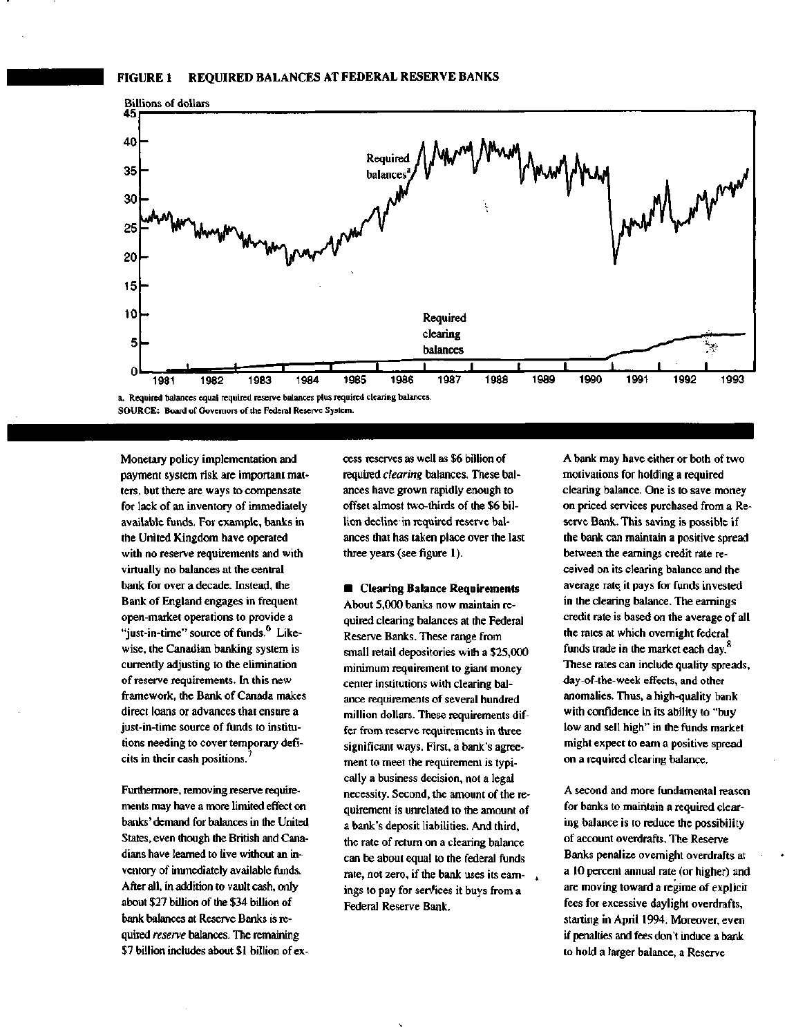**FIGURE 1 REQUIRED BALANCES AT FEDERAL RESERVE BANKS**

a. Required balances equal required reserve balances plus required clearing balances.
SOURCE: Board of Governors of the Federal Reserve System.

Monetary policy implementation and payment system risk are important matters, but there are ways to compensate for lack of an inventory of immediately available funds. For example, banks in the United Kingdom have operated with no reserve requirements and with virtually no balances at the central bank for over a decade. Instead, the Bank of England engages in frequent open-market operations to provide a "just-in-time" source of funds.[6] Likewise, the Canadian banking system is currently adjusting to the elimination of reserve requirements. In this new framework, the Bank of Canada makes direct loans or advances that ensure a just-in-time source of funds to institutions needing to cover temporary deficits in their cash positions.[7]

Furthermore, removing reserve requirements may have a more limited effect on banks' demand for balances in the United States, even though the British and Canadians have learned to live without an inventory of immediately available funds. After all, in addition to vault cash, only about $27 billion of the $34 billion of bank balances at Reserve Banks is required *reserve* balances. The remaining $7 billion includes about $1 billion of excess reserves as well as $6 billion of required *clearing* balances. These balances have grown rapidly enough to offset almost two-thirds of the $6 billion decline in required reserve balances that has taken place over the last three years (see figure 1).

## Clearing Balance Requirements

About 5,000 banks now maintain required clearing balances at the Federal Reserve Banks. These range from small retail depositories with a $25,000 minimum requirement to giant money center institutions with clearing balance requirements of several hundred million dollars. These requirements differ from reserve requirements in three significant ways. First, a bank's agreement to meet the requirement is typically a business decision, not a legal necessity. Second, the amount of the requirement is unrelated to the amount of a bank's deposit liabilities. And third, the rate of return on a clearing balance can be about equal to the federal funds rate, not zero, if the bank uses its earnings to pay for services it buys from a Federal Reserve Bank.

A bank may have either or both of two motivations for holding a required clearing balance. One is to save money on priced services purchased from a Reserve Bank. This saving is possible if the bank can maintain a positive spread between the earnings credit rate received on its clearing balance and the average rate it pays for funds invested in the clearing balance. The earnings credit rate is based on the average of all the rates at which overnight federal funds trade in the market each day.[8] These rates can include quality spreads, day-of-the-week effects, and other anomalies. Thus, a high-quality bank with confidence in its ability to "buy low and sell high" in the funds market might expect to earn a positive spread on a required clearing balance.

A second and more fundamental reason for banks to maintain a required clearing balance is to reduce the possibility of account overdrafts. The Reserve Banks penalize overnight overdrafts at a 10 percent annual rate (or higher) and are moving toward a regime of explicit fees for excessive daylight overdrafts, starting in April 1994. Moreover, even if penalties and fees don't induce a bank to hold a larger balance, a Reserve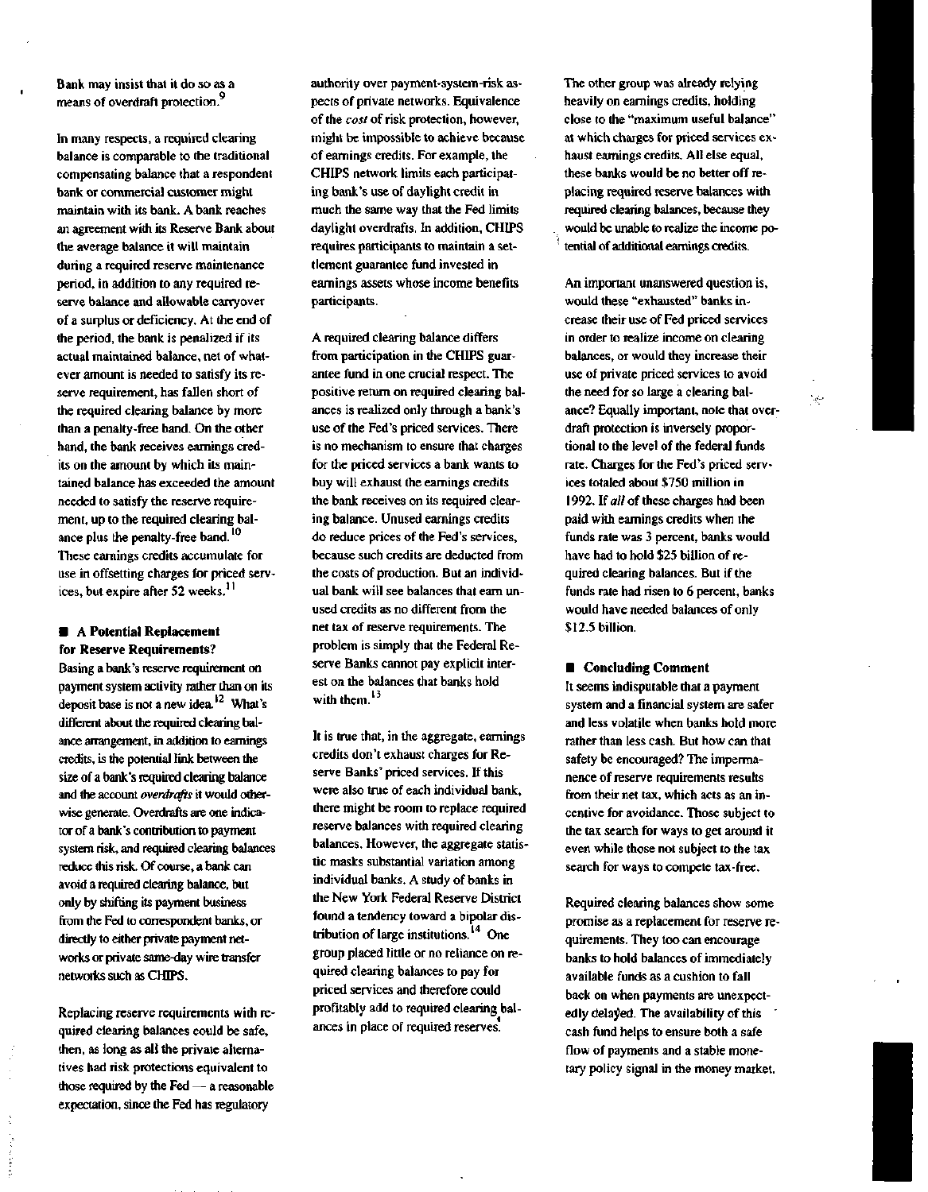Bank may insist that it do so as a means of overdraft protection.[9]

In many respects, a required clearing balance is comparable to the traditional compensating balance that a respondent bank or commercial customer might maintain with its bank. A bank reaches an agreement with its Reserve Bank about the average balance it will maintain during a required reserve maintenance period, in addition to any required reserve balance and allowable carryover of a surplus or deficiency. At the end of the period, the bank is penalized if its actual maintained balance, net of whatever amount is needed to satisfy its reserve requirement, has fallen short of the required clearing balance by more than a penalty-free band. On the other hand, the bank receives earnings credits on the amount by which its maintained balance has exceeded the amount needed to satisfy the reserve requirement, up to the required clearing balance plus the penalty-free band.[10] These earnings credits accumulate for use in offsetting charges for priced services, but expire after 52 weeks.[11]

## A Potential Replacement for Reserve Requirements?

Basing a bank's reserve requirement on payment system activity rather than on its deposit base is not a new idea.[12] What's different about the required clearing balance arrangement, in addition to earnings credits, is the potential link between the size of a bank's required clearing balance and the account *overdrafts* it would otherwise generate. Overdrafts are one indicator of a bank's contribution to payment system risk, and required clearing balances reduce this risk. Of course, a bank can avoid a required clearing balance, but only by shifting its payment business from the Fed to correspondent banks, or directly to either private payment networks or private same-day wire transfer networks such as CHIPS.

Replacing reserve requirements with required clearing balances could be safe, then, as long as all the private alternatives had risk protections equivalent to those required by the Fed — a reasonable expectation, since the Fed has regulatory authority over payment-system-risk aspects of private networks. Equivalence of the *cost* of risk protection, however, might be impossible to achieve because of earnings credits. For example, the CHIPS network limits each participating bank's use of daylight credit in much the same way that the Fed limits daylight overdrafts. In addition, CHIPS requires participants to maintain a settlement guarantee fund invested in earnings assets whose income benefits participants.

A required clearing balance differs from participation in the CHIPS guarantee fund in one crucial respect. The positive return on required clearing balances is realized only through a bank's use of the Fed's priced services. There is no mechanism to ensure that charges for the priced services a bank wants to buy will exhaust the earnings credits the bank receives on its required clearing balance. Unused earnings credits do reduce prices of the Fed's services, because such credits are deducted from the costs of production. But an individual bank will see balances that earn unused credits as no different from the net tax of reserve requirements. The problem is simply that the Federal Reserve Banks cannot pay explicit interest on the balances that banks hold with them.[13]

It is true that, in the aggregate, earnings credits don't exhaust charges for Reserve Banks' priced services. If this were also true of each individual bank, there might be room to replace required reserve balances with required clearing balances. However, the aggregate statistic masks substantial variation among individual banks. A study of banks in the New York Federal Reserve District found a tendency toward a bipolar distribution of large institutions.[14] One group placed little or no reliance on required clearing balances to pay for priced services and therefore could profitably add to required clearing balances in place of required reserves.

The other group was already relying heavily on earnings credits, holding close to the "maximum useful balance" at which charges for priced services exhaust earnings credits. All else equal, these banks would be no better off replacing required reserve balances with required clearing balances, because they would be unable to realize the income potential of additional earnings credits.

An important unanswered question is, would these "exhausted" banks increase their use of Fed priced services in order to realize income on clearing balances, or would they increase their use of private priced services to avoid the need for so large a clearing balance? Equally important, note that overdraft protection is inversely proportional to the level of the federal funds rate. Charges for the Fed's priced services totaled about $750 million in 1992. If *all* of these charges had been paid with earnings credits when the funds rate was 3 percent, banks would have had to hold $25 billion of required clearing balances. But if the funds rate had risen to 6 percent, banks would have needed balances of only $12.5 billion.

## Concluding Comment

It seems indisputable that a payment system and a financial system are safer and less volatile when banks hold more rather than less cash. But how can that safety be encouraged? The impermanence of reserve requirements results from their net tax, which acts as an incentive for avoidance. Those subject to the tax search for ways to get around it even while those not subject to the tax search for ways to compete tax-free.

Required clearing balances show some promise as a replacement for reserve requirements. They too can encourage banks to hold balances of immediately available funds as a cushion to fall back on when payments are unexpectedly delayed. The availability of this cash fund helps to ensure both a safe flow of payments and a stable monetary policy signal in the money market.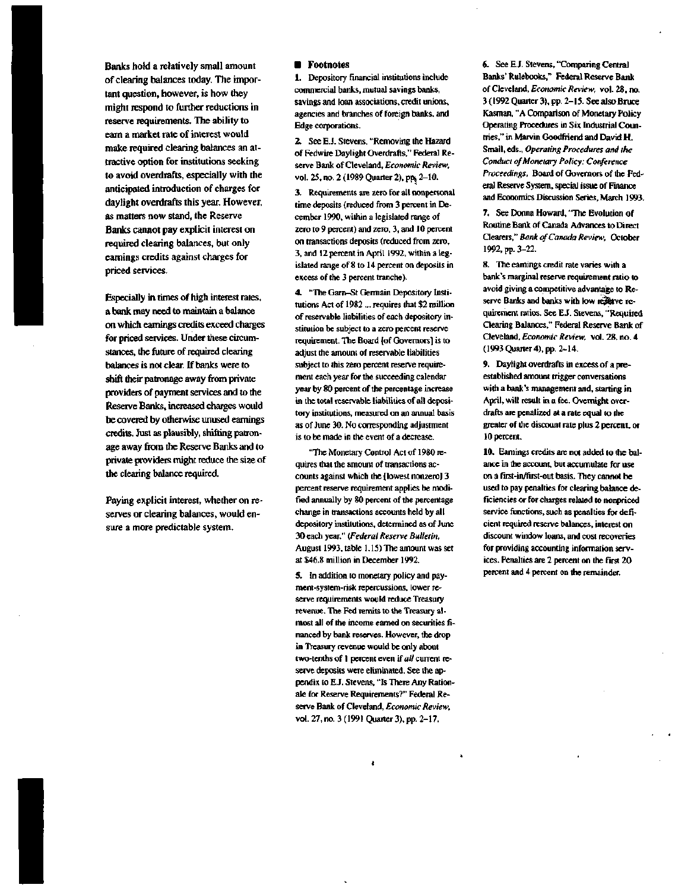Banks hold a relatively small amount of clearing balances today. The important question, however, is how they might respond to further reductions in reserve requirements. The ability to earn a market rate of interest would make required clearing balances an attractive option for institutions seeking to avoid overdrafts, especially with the anticipated introduction of charges for daylight overdrafts this year. However, as matters now stand, the Reserve Banks cannot pay explicit interest on required clearing balances, but only earnings credits against charges for priced services.

Especially in times of high interest rates, a bank may need to maintain a balance on which earnings credits exceed charges for priced services. Under these circumstances, the future of required clearing balances is not clear. If banks were to shift their patronage away from private providers of payment services and to the Reserve Banks, increased charges would be covered by otherwise unused earnings credits. Just as plausibly, shifting patronage away from the Reserve Banks and to private providers might reduce the size of the clearing balance required.

Paying explicit interest, whether on reserves or clearing balances, would ensure a more predictable system.

## Footnotes

1. Depository financial institutions include commercial banks, mutual savings banks, savings and loan associations, credit unions, agencies and branches of foreign banks, and Edge corporations.

2. See E.J. Stevens, "Removing the Hazard of Fedwire Daylight Overdrafts," Federal Reserve Bank of Cleveland, *Economic Review,* vol. 25, no. 2 (1989 Quarter 2), pp. 2–10.

3. Requirements are zero for all nonpersonal time deposits (reduced from 3 percent in December 1990, within a legislated range of zero to 9 percent) and zero, 3, and 10 percent on transactions deposits (reduced from zero, 3, and 12 percent in April 1992, within a legislated range of 8 to 14 percent on deposits in excess of the 3 percent tranche).

4. "The Garn–St Germain Depository Institutions Act of 1982 ... requires that $2 million of reservable liabilities of each depository institution be subject to a zero percent reserve requirement. The Board [of Governors] is to adjust the amount of reservable liabilities subject to this zero percent reserve requirement each year for the succeeding calendar year by 80 percent of the percentage increase in the total reservable liabilities of all depository institutions, measured on an annual basis as of June 30. No corresponding adjustment is to be made in the event of a decrease.

"The Monetary Control Act of 1980 requires that the amount of transactions accounts against which the [lowest nonzero] 3 percent reserve requirement applies be modified annually by 80 percent of the percentage change in transactions accounts held by all depository institutions, determined as of June 30 each year." (*Federal Reserve Bulletin,* August 1993, table 1.15) The amount was set at $46.8 million in December 1992.

5. In addition to monetary policy and payment-system-risk repercussions, lower reserve requirements would reduce Treasury revenue. The Fed remits to the Treasury almost all of the income earned on securities financed by bank reserves. However, the drop in Treasury revenue would be only about two-tenths of 1 percent even if *all* current reserve deposits were eliminated. See the appendix to E.J. Stevens, "Is There Any Rationale for Reserve Requirements?" Federal Reserve Bank of Cleveland, *Economic Review,* vol. 27, no. 3 (1991 Quarter 3), pp. 2–17.

6. See E.J. Stevens, "Comparing Central Banks' Rulebooks," Federal Reserve Bank of Cleveland, *Economic Review,* vol. 28, no. 3 (1992 Quarter 3), pp. 2–15. See also Bruce Kasman, "A Comparison of Monetary Policy Operating Procedures in Six Industrial Countries," in Marvin Goodfriend and David H. Small, eds., *Operating Procedures and the Conduct of Monetary Policy: Conference Proceedings,* Board of Governors of the Federal Reserve System, special issue of Finance and Economics Discussion Series, March 1993.

7. See Donna Howard, "The Evolution of Routine Bank of Canada Advances to Direct Clearers," *Bank of Canada Review,* October 1992, pp. 3–22.

8. The earnings credit rate varies with a bank's marginal reserve requirement ratio to avoid giving a competitive advantage to Reserve Banks and banks with low reserve requirement ratios. See E.J. Stevens, "Required Clearing Balances," Federal Reserve Bank of Cleveland, *Economic Review,* vol. 28, no. 4 (1993 Quarter 4), pp. 2–14.

9. Daylight overdrafts in excess of a pre-established amount trigger conversations with a bank's management and, starting in April, will result in a fee. Overnight overdrafts are penalized at a rate equal to the greater of the discount rate plus 2 percent, or 10 percent.

10. Earnings credits are not added to the balance in the account, but accumulate for use on a first-in/first-out basis. They cannot be used to pay penalties for clearing balance deficiencies or for charges related to nonpriced service functions, such as penalties for deficient required reserve balances, interest on discount window loans, and cost recoveries for providing accounting information services. Penalties are 2 percent on the first 20 percent and 4 percent on the remainder.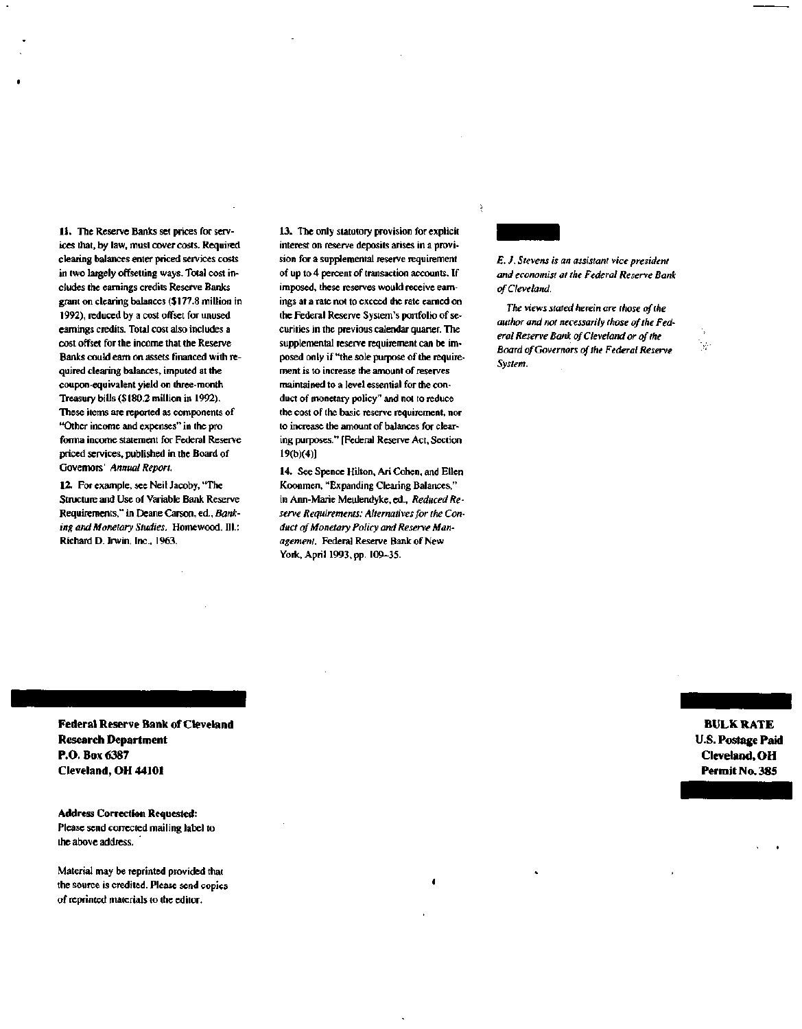11. The Reserve Banks set prices for services that, by law, must cover costs. Required clearing balances enter priced services costs in two largely offsetting ways. Total cost includes the earnings credits Reserve Banks grant on clearing balances ($177.8 million in 1992), reduced by a cost offset for unused earnings credits. Total cost also includes a cost offset for the income that the Reserve Banks could earn on assets financed with required clearing balances, imputed at the coupon-equivalent yield on three-month Treasury bills ($180.2 million in 1992). These items are reported as components of "Other income and expenses" in the pro forma income statement for Federal Reserve priced services, published in the Board of Governors' *Annual Report*.

12. For example, see Neil Jacoby, "The Structure and Use of Variable Bank Reserve Requirements," in Deane Carson, ed., *Banking and Monetary Studies*. Homewood, Ill.: Richard D. Irwin, Inc., 1963.

13. The only statutory provision for explicit interest on reserve deposits arises in a provision for a supplemental reserve requirement of up to 4 percent of transaction accounts. If imposed, these reserves would receive earnings at a rate not to exceed the rate earned on the Federal Reserve System's portfolio of securities in the previous calendar quarter. The supplemental reserve requirement can be imposed only if "the sole purpose of the requirement is to increase the amount of reserves maintained to a level essential for the conduct of monetary policy" and not to reduce the cost of the basic reserve requirement, nor to increase the amount of balances for clearing purposes." [Federal Reserve Act, Section 19(b)(4)]

14. See Spence Hilton, Ari Cohen, and Ellen Koonmen, "Expanding Clearing Balances," in Ann-Marie Meulendyke, ed., *Reduced Reserve Requirements: Alternatives for the Conduct of Monetary Policy and Reserve Management*. Federal Reserve Bank of New York, April 1993, pp. 109–35.

*E. J. Stevens is an assistant vice president and economist at the Federal Reserve Bank of Cleveland.*

*The views stated herein are those of the author and not necessarily those of the Federal Reserve Bank of Cleveland or of the Board of Governors of the Federal Reserve System.*

**Federal Reserve Bank of Cleveland**
**Research Department**
**P.O. Box 6387**
**Cleveland, OH 44101**

**Address Correction Requested:**
Please send corrected mailing label to the above address.

Material may be reprinted provided that the source is credited. Please send copies of reprinted materials to the editor.

**BULK RATE**
**U.S. Postage Paid**
**Cleveland, OH**
**Permit No. 385**